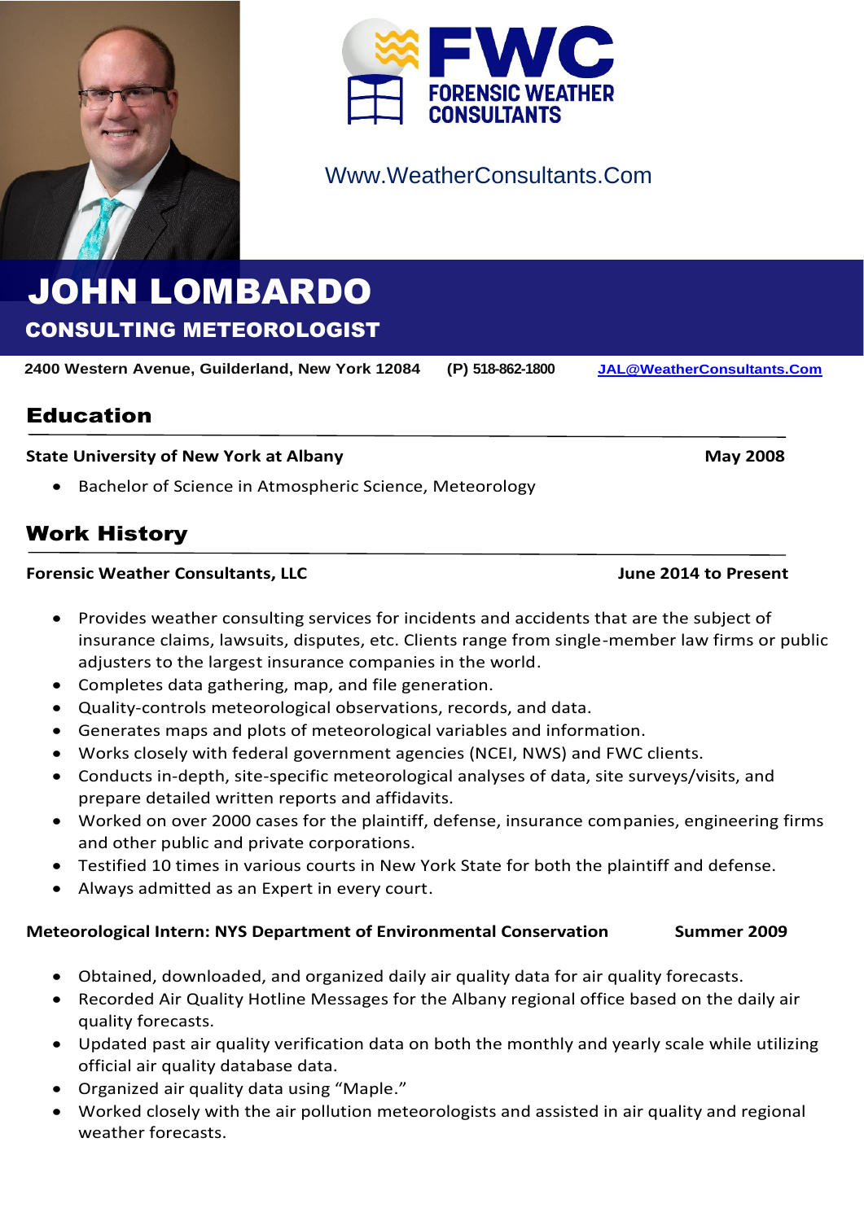**FWC FORENSIC WEATHER CONSULTANTS**

Www.WeatherConsultants.Com

# JOHN LOMBARDO

**CONSULTING METEOROLOGIST**

**2400 Western Avenue, Guilderland, New York 12084** **(P) 518-862-1800** **JAL@WeatherConsultants.Com**

## Education

**State University of New York at Albany** **May 2008**

- Bachelor of Science in Atmospheric Science, Meteorology

## Work History

**Forensic Weather Consultants, LLC** **June 2014 to Present**

- Provides weather consulting services for incidents and accidents that are the subject of insurance claims, lawsuits, disputes, etc. Clients range from single-member law firms or public adjusters to the largest insurance companies in the world.
- Completes data gathering, map, and file generation.
- Quality-controls meteorological observations, records, and data.
- Generates maps and plots of meteorological variables and information.
- Works closely with federal government agencies (NCEI, NWS) and FWC clients.
- Conducts in-depth, site-specific meteorological analyses of data, site surveys/visits, and prepare detailed written reports and affidavits.
- Worked on over 2000 cases for the plaintiff, defense, insurance companies, engineering firms and other public and private corporations.
- Testified 10 times in various courts in New York State for both the plaintiff and defense.
- Always admitted as an Expert in every court.

**Meteorological Intern: NYS Department of Environmental Conservation** **Summer 2009**

- Obtained, downloaded, and organized daily air quality data for air quality forecasts.
- Recorded Air Quality Hotline Messages for the Albany regional office based on the daily air quality forecasts.
- Updated past air quality verification data on both the monthly and yearly scale while utilizing official air quality database data.
- Organized air quality data using "Maple."
- Worked closely with the air pollution meteorologists and assisted in air quality and regional weather forecasts.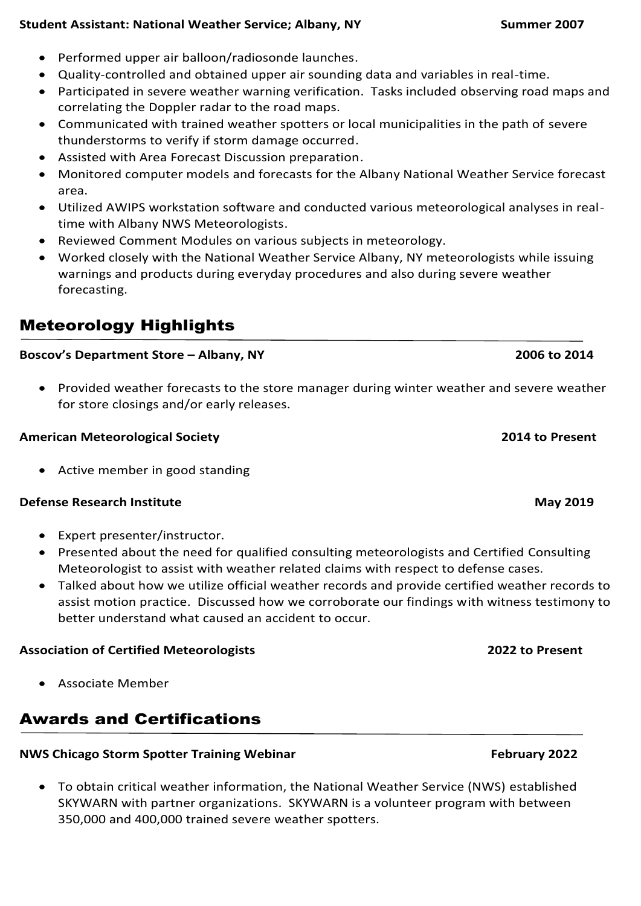**Student Assistant: National Weather Service; Albany, NY** **Summer 2007**

- Performed upper air balloon/radiosonde launches.
- Quality-controlled and obtained upper air sounding data and variables in real-time.
- Participated in severe weather warning verification. Tasks included observing road maps and correlating the Doppler radar to the road maps.
- Communicated with trained weather spotters or local municipalities in the path of severe thunderstorms to verify if storm damage occurred.
- Assisted with Area Forecast Discussion preparation.
- Monitored computer models and forecasts for the Albany National Weather Service forecast area.
- Utilized AWIPS workstation software and conducted various meteorological analyses in real-time with Albany NWS Meteorologists.
- Reviewed Comment Modules on various subjects in meteorology.
- Worked closely with the National Weather Service Albany, NY meteorologists while issuing warnings and products during everyday procedures and also during severe weather forecasting.

## Meteorology Highlights

**Boscov's Department Store – Albany, NY** **2006 to 2014**

- Provided weather forecasts to the store manager during winter weather and severe weather for store closings and/or early releases.

**American Meteorological Society** **2014 to Present**

- Active member in good standing

**Defense Research Institute** **May 2019**

- Expert presenter/instructor.
- Presented about the need for qualified consulting meteorologists and Certified Consulting Meteorologist to assist with weather related claims with respect to defense cases.
- Talked about how we utilize official weather records and provide certified weather records to assist motion practice. Discussed how we corroborate our findings with witness testimony to better understand what caused an accident to occur.

**Association of Certified Meteorologists** **2022 to Present**

- Associate Member

## Awards and Certifications

**NWS Chicago Storm Spotter Training Webinar** **February 2022**

- To obtain critical weather information, the National Weather Service (NWS) established SKYWARN with partner organizations. SKYWARN is a volunteer program with between 350,000 and 400,000 trained severe weather spotters.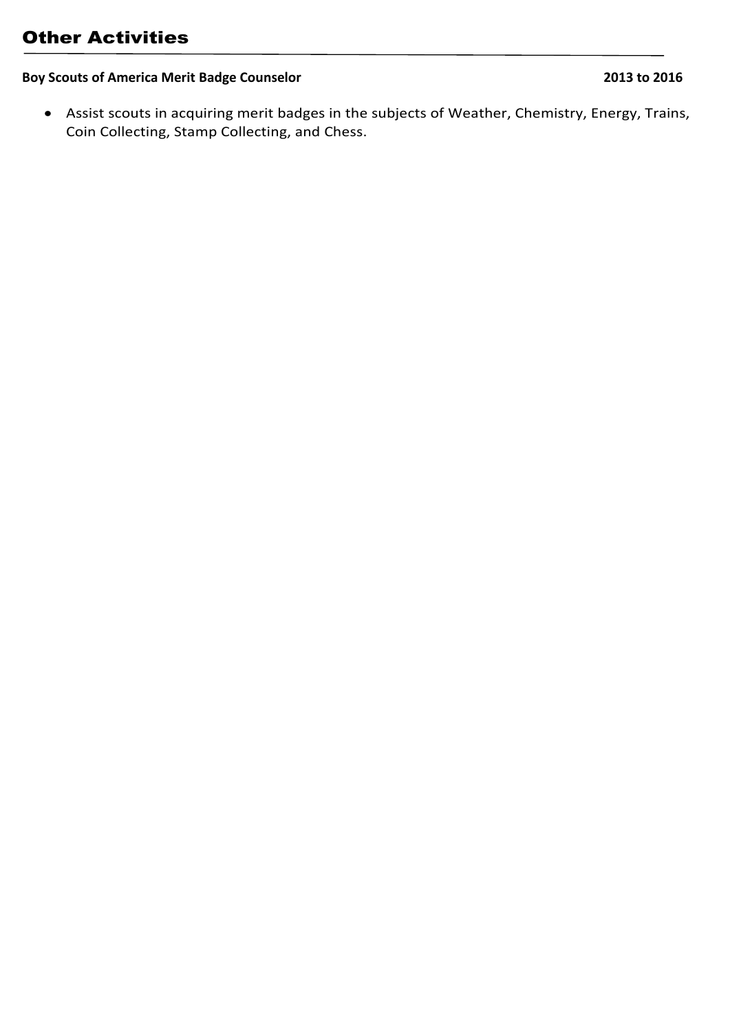## Other Activities

**Boy Scouts of America Merit Badge Counselor** **2013 to 2016**

- Assist scouts in acquiring merit badges in the subjects of Weather, Chemistry, Energy, Trains, Coin Collecting, Stamp Collecting, and Chess.